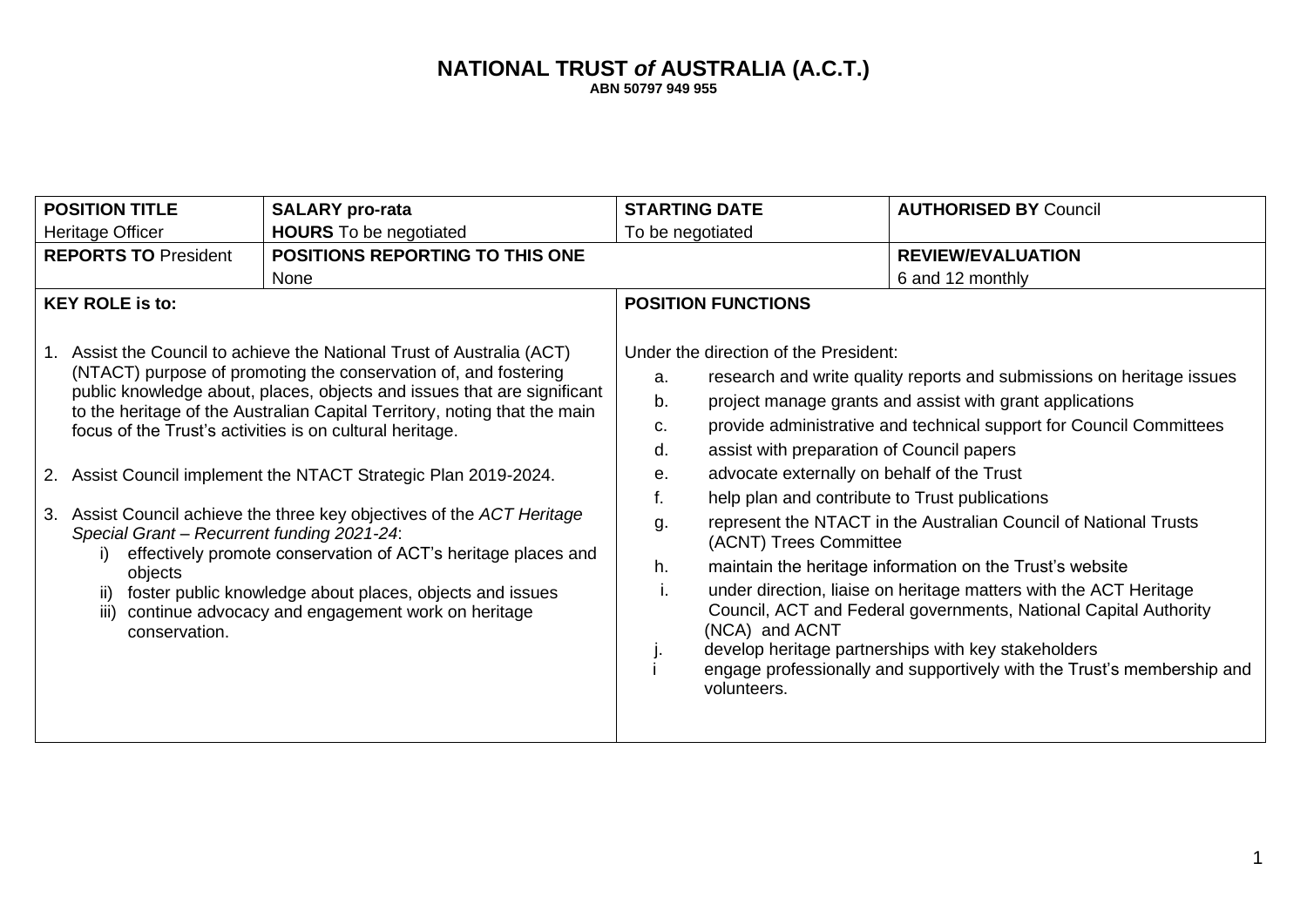# NATIONAL TRUST *of* AUSTRALIA (A.C.T.)

**ABN 50797 949 955**

| **POSITION TITLE** Heritage Officer | **SALARY pro-rata** **HOURS** To be negotiated | **STARTING DATE** To be negotiated | **AUTHORISED BY** Council |
|---|---|---|---|
| **REPORTS TO** President | **POSITIONS REPORTING TO THIS ONE** None | | **REVIEW/EVALUATION** 6 and 12 monthly |

**KEY ROLE is to:**

1. Assist the Council to achieve the National Trust of Australia (ACT) (NTACT) purpose of promoting the conservation of, and fostering public knowledge about, places, objects and issues that are significant to the heritage of the Australian Capital Territory, noting that the main focus of the Trust's activities is on cultural heritage.
2. Assist Council implement the NTACT Strategic Plan 2019-2024.
3. Assist Council achieve the three key objectives of the *ACT Heritage Special Grant – Recurrent funding 2021-24*:
   i) effectively promote conservation of ACT's heritage places and objects
   ii) foster public knowledge about places, objects and issues
   iii) continue advocacy and engagement work on heritage conservation.

**POSITION FUNCTIONS**

Under the direction of the President:

a. research and write quality reports and submissions on heritage issues
b. project manage grants and assist with grant applications
c. provide administrative and technical support for Council Committees
d. assist with preparation of Council papers
e. advocate externally on behalf of the Trust
f. help plan and contribute to Trust publications
g. represent the NTACT in the Australian Council of National Trusts (ACNT) Trees Committee
h. maintain the heritage information on the Trust's website
i. under direction, liaise on heritage matters with the ACT Heritage Council, ACT and Federal governments, National Capital Authority (NCA) and ACNT
j. develop heritage partnerships with key stakeholders
i engage professionally and supportively with the Trust's membership and volunteers.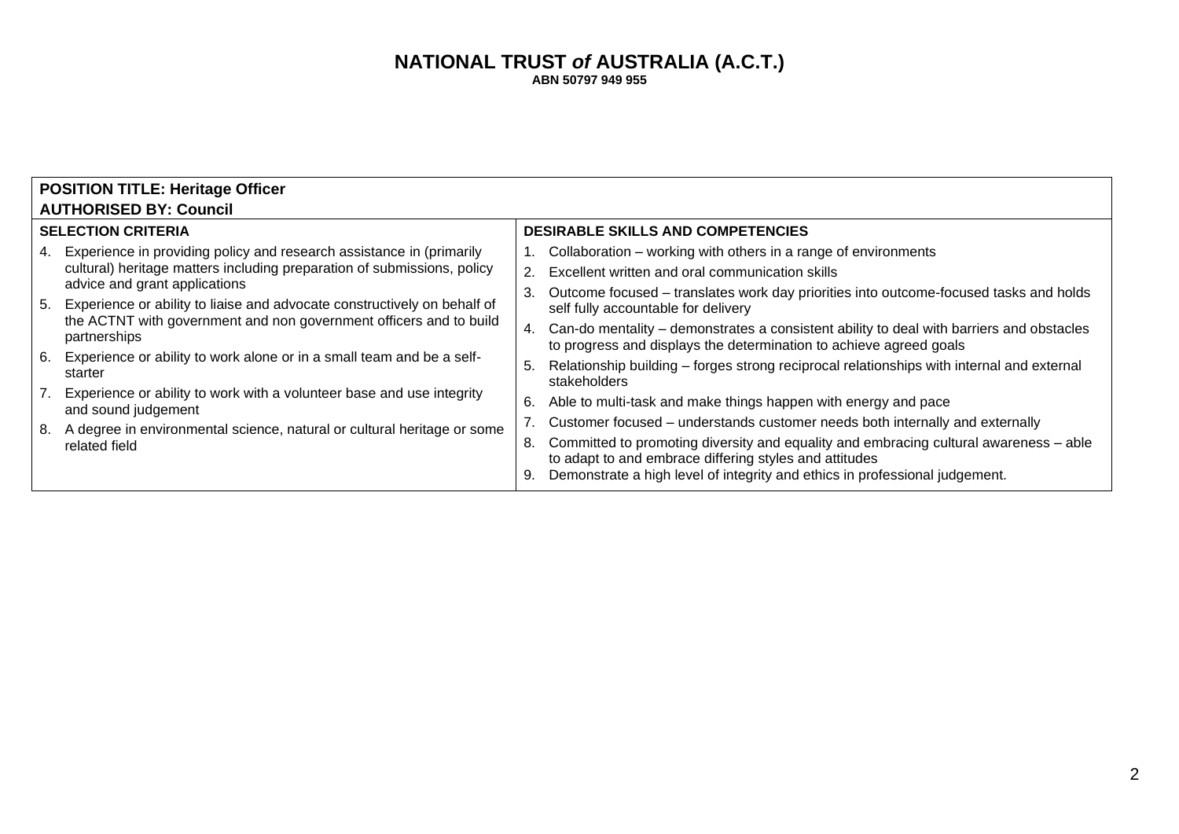**NATIONAL TRUST *of* AUSTRALIA (A.C.T.)**
**ABN 50797 949 955**

| **POSITION TITLE: Heritage Officer**<br>**AUTHORISED BY: Council** | |
|---|---|
| **SELECTION CRITERIA** | **DESIRABLE SKILLS AND COMPETENCIES** |
| 4. Experience in providing policy and research assistance in (primarily cultural) heritage matters including preparation of submissions, policy advice and grant applications<br>5. Experience or ability to liaise and advocate constructively on behalf of the ACTNT with government and non government officers and to build partnerships<br>6. Experience or ability to work alone or in a small team and be a self-starter<br>7. Experience or ability to work with a volunteer base and use integrity and sound judgement<br>8. A degree in environmental science, natural or cultural heritage or some related field | 1. Collaboration – working with others in a range of environments<br>2. Excellent written and oral communication skills<br>3. Outcome focused – translates work day priorities into outcome-focused tasks and holds self fully accountable for delivery<br>4. Can-do mentality – demonstrates a consistent ability to deal with barriers and obstacles to progress and displays the determination to achieve agreed goals<br>5. Relationship building – forges strong reciprocal relationships with internal and external stakeholders<br>6. Able to multi-task and make things happen with energy and pace<br>7. Customer focused – understands customer needs both internally and externally<br>8. Committed to promoting diversity and equality and embracing cultural awareness – able to adapt to and embrace differing styles and attitudes<br>9. Demonstrate a high level of integrity and ethics in professional judgement. |